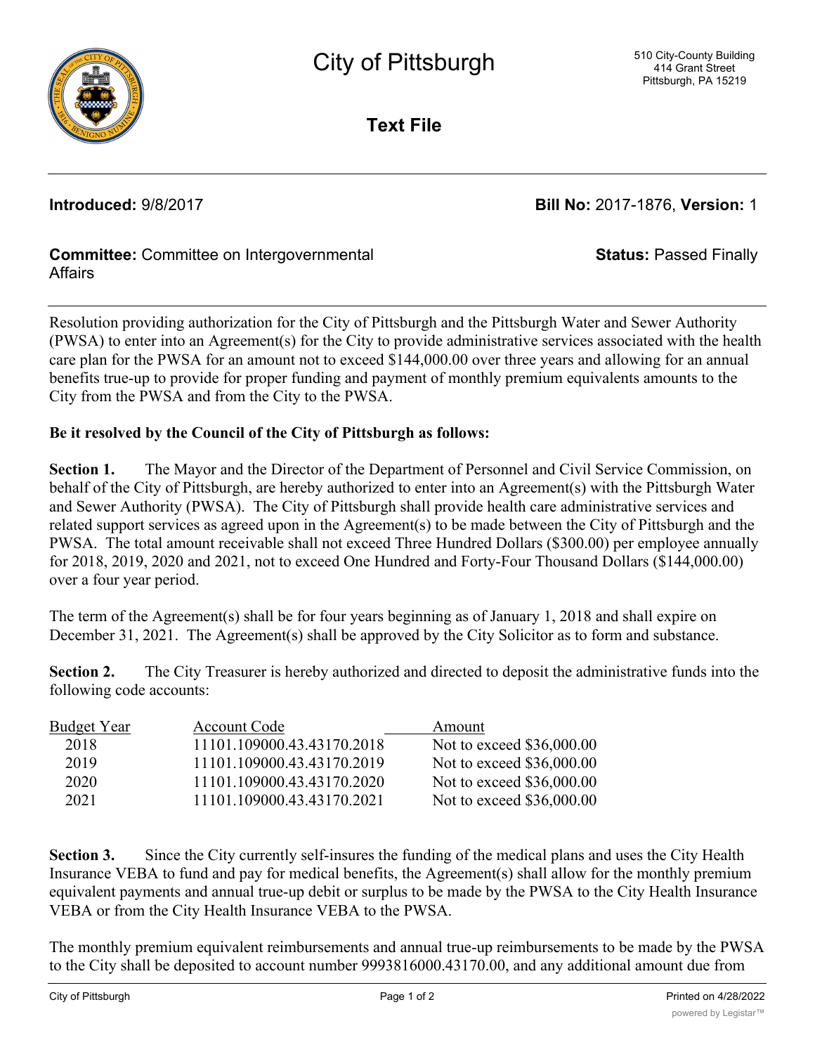# City of Pittsburgh

510 City-County Building
414 Grant Street
Pittsburgh, PA 15219

## Text File

**Introduced:** 9/8/2017 **Bill No:** 2017-1876, **Version:** 1

**Committee:** Committee on Intergovernmental Affairs **Status:** Passed Finally

Resolution providing authorization for the City of Pittsburgh and the Pittsburgh Water and Sewer Authority (PWSA) to enter into an Agreement(s) for the City to provide administrative services associated with the health care plan for the PWSA for an amount not to exceed $144,000.00 over three years and allowing for an annual benefits true-up to provide for proper funding and payment of monthly premium equivalents amounts to the City from the PWSA and from the City to the PWSA.

**Be it resolved by the Council of the City of Pittsburgh as follows:**

**Section 1.** The Mayor and the Director of the Department of Personnel and Civil Service Commission, on behalf of the City of Pittsburgh, are hereby authorized to enter into an Agreement(s) with the Pittsburgh Water and Sewer Authority (PWSA). The City of Pittsburgh shall provide health care administrative services and related support services as agreed upon in the Agreement(s) to be made between the City of Pittsburgh and the PWSA. The total amount receivable shall not exceed Three Hundred Dollars ($300.00) per employee annually for 2018, 2019, 2020 and 2021, not to exceed One Hundred and Forty-Four Thousand Dollars ($144,000.00) over a four year period.

The term of the Agreement(s) shall be for four years beginning as of January 1, 2018 and shall expire on December 31, 2021. The Agreement(s) shall be approved by the City Solicitor as to form and substance.

**Section 2.** The City Treasurer is hereby authorized and directed to deposit the administrative funds into the following code accounts:

| Budget Year | Account Code | Amount |
|---|---|---|
| 2018 | 11101.109000.43.43170.2018 | Not to exceed $36,000.00 |
| 2019 | 11101.109000.43.43170.2019 | Not to exceed $36,000.00 |
| 2020 | 11101.109000.43.43170.2020 | Not to exceed $36,000.00 |
| 2021 | 11101.109000.43.43170.2021 | Not to exceed $36,000.00 |

**Section 3.** Since the City currently self-insures the funding of the medical plans and uses the City Health Insurance VEBA to fund and pay for medical benefits, the Agreement(s) shall allow for the monthly premium equivalent payments and annual true-up debit or surplus to be made by the PWSA to the City Health Insurance VEBA or from the City Health Insurance VEBA to the PWSA.

The monthly premium equivalent reimbursements and annual true-up reimbursements to be made by the PWSA to the City shall be deposited to account number 9993816000.43170.00, and any additional amount due from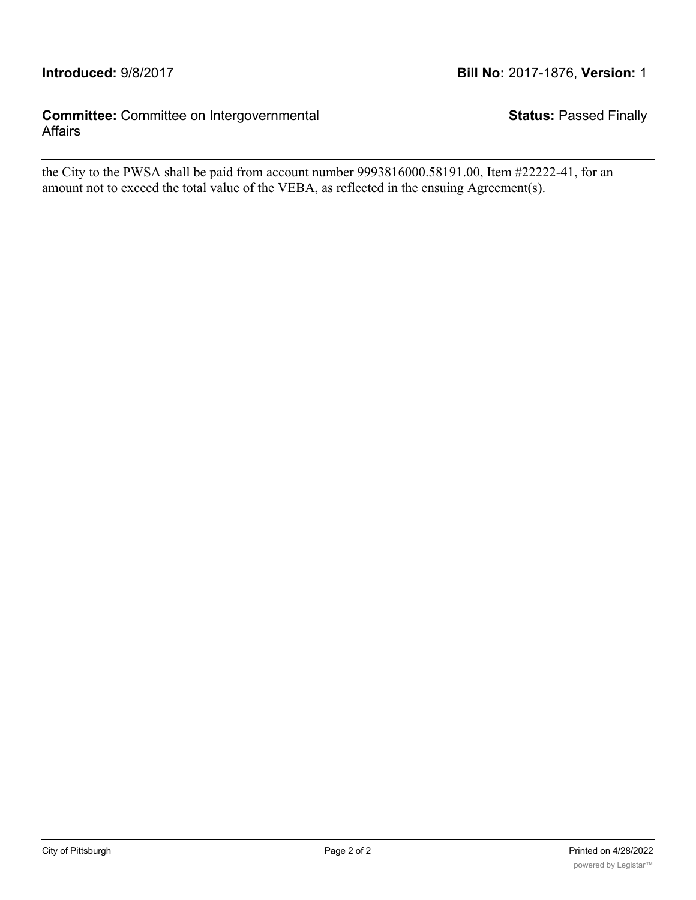**Introduced:** 9/8/2017 **Bill No:** 2017-1876, **Version:** 1

**Committee:** Committee on Intergovernmental Affairs **Status:** Passed Finally

the City to the PWSA shall be paid from account number 9993816000.58191.00, Item #22222-41, for an amount not to exceed the total value of the VEBA, as reflected in the ensuing Agreement(s).